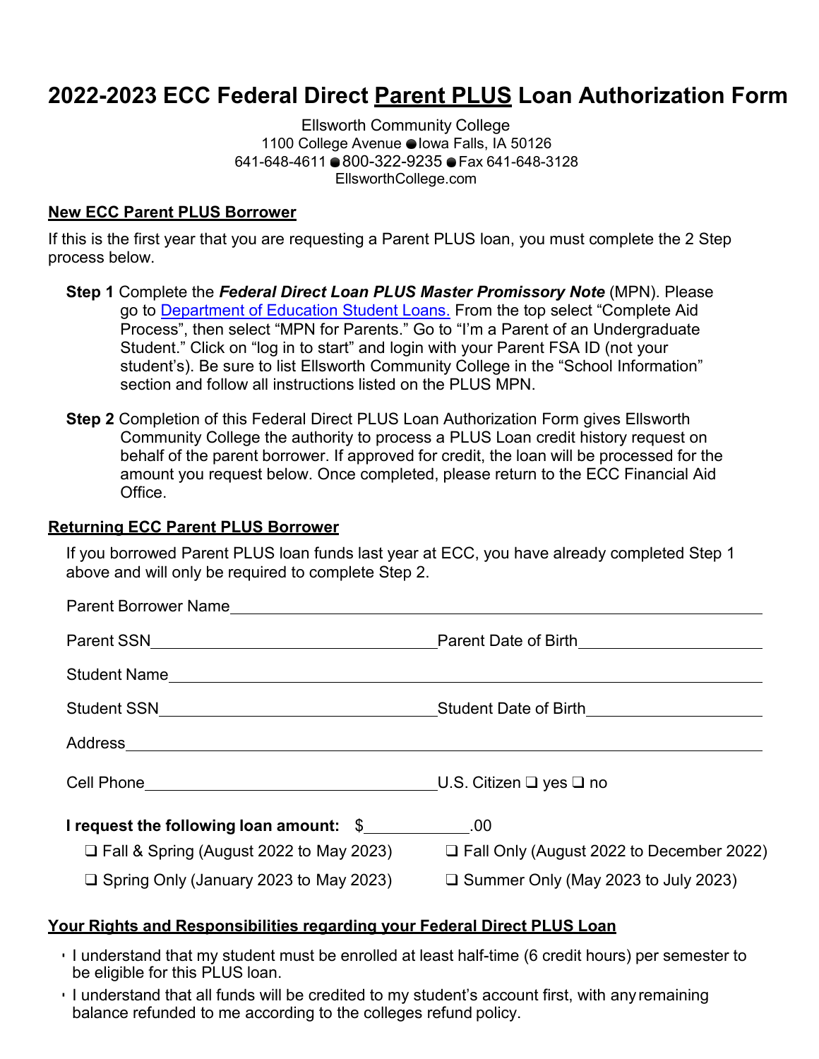# 2022-2023 ECC Federal Direct Parent PLUS Loan Authorization Form

Ellsworth Community College
1100 College Avenue ● Iowa Falls, IA 50126
641-648-4611 ● 800-322-9235 ● Fax 641-648-3128
EllsworthCollege.com

## New ECC Parent PLUS Borrower

If this is the first year that you are requesting a Parent PLUS loan, you must complete the 2 Step process below.

**Step 1** Complete the ***Federal Direct Loan PLUS Master Promissory Note*** (MPN). Please go to Department of Education Student Loans. From the top select "Complete Aid Process", then select "MPN for Parents." Go to "I'm a Parent of an Undergraduate Student." Click on "log in to start" and login with your Parent FSA ID (not your student's). Be sure to list Ellsworth Community College in the "School Information" section and follow all instructions listed on the PLUS MPN.

**Step 2** Completion of this Federal Direct PLUS Loan Authorization Form gives Ellsworth Community College the authority to process a PLUS Loan credit history request on behalf of the parent borrower. If approved for credit, the loan will be processed for the amount you request below. Once completed, please return to the ECC Financial Aid Office.

## Returning ECC Parent PLUS Borrower

If you borrowed Parent PLUS loan funds last year at ECC, you have already completed Step 1 above and will only be required to complete Step 2.

Parent Borrower Name ______________________________

Parent SSN ______________________ Parent Date of Birth ______________

Student Name ______________________________

Student SSN ______________________ Student Date of Birth ______________

Address ______________________________

Cell Phone ______________________ U.S. Citizen ❑ yes ❑ no

**I request the following loan amount:** $__________.00

❑ Fall & Spring (August 2022 to May 2023) ❑ Fall Only (August 2022 to December 2022)

❑ Spring Only (January 2023 to May 2023) ❑ Summer Only (May 2023 to July 2023)

## Your Rights and Responsibilities regarding your Federal Direct PLUS Loan

- I understand that my student must be enrolled at least half-time (6 credit hours) per semester to be eligible for this PLUS loan.
- I understand that all funds will be credited to my student's account first, with any remaining balance refunded to me according to the colleges refund policy.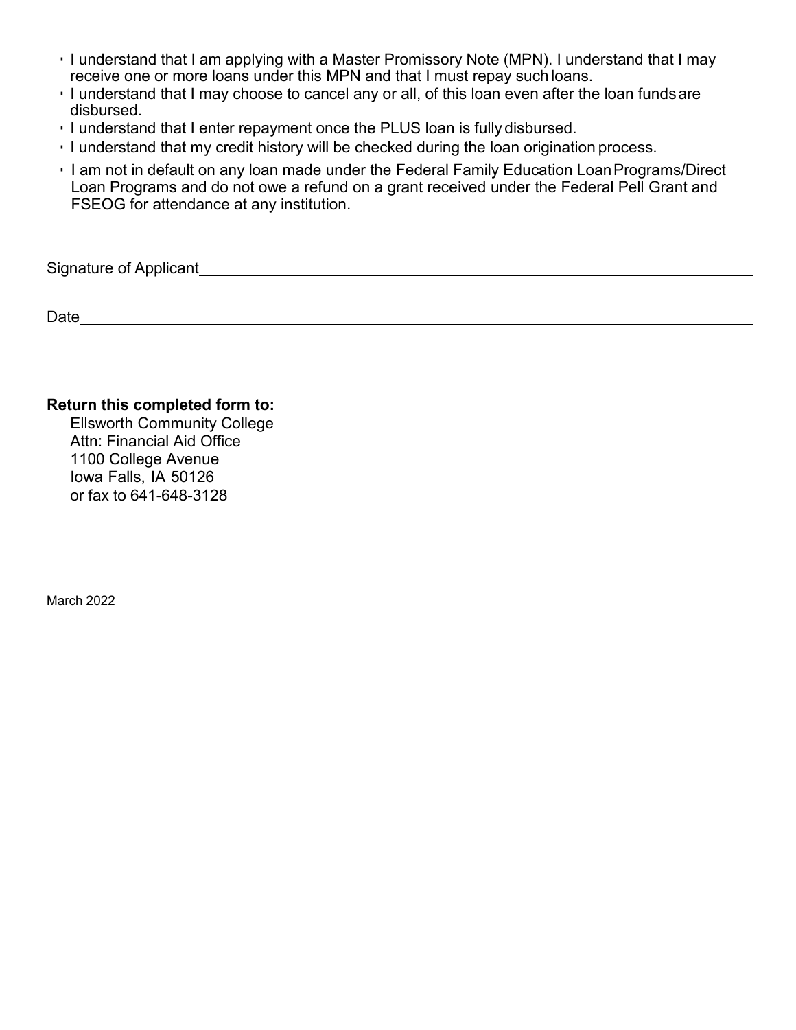- I understand that I am applying with a Master Promissory Note (MPN). I understand that I may receive one or more loans under this MPN and that I must repay such loans.
- I understand that I may choose to cancel any or all, of this loan even after the loan funds are disbursed.
- I understand that I enter repayment once the PLUS loan is fully disbursed.
- I understand that my credit history will be checked during the loan origination process.
- I am not in default on any loan made under the Federal Family Education Loan Programs/Direct Loan Programs and do not owe a refund on a grant received under the Federal Pell Grant and FSEOG for attendance at any institution.

Signature of Applicant\_\_\_\_\_\_\_\_\_\_\_\_\_\_\_\_\_\_\_\_\_\_\_\_\_\_\_\_\_\_\_\_\_\_\_\_\_\_\_\_

Date\_\_\_\_\_\_\_\_\_\_\_\_\_\_\_\_\_\_\_\_\_\_\_\_\_\_\_\_\_\_\_\_\_\_\_\_\_\_\_\_\_\_\_\_\_\_\_\_

**Return this completed form to:**

Ellsworth Community College
Attn: Financial Aid Office
1100 College Avenue
Iowa Falls, IA 50126
or fax to 641-648-3128

March 2022